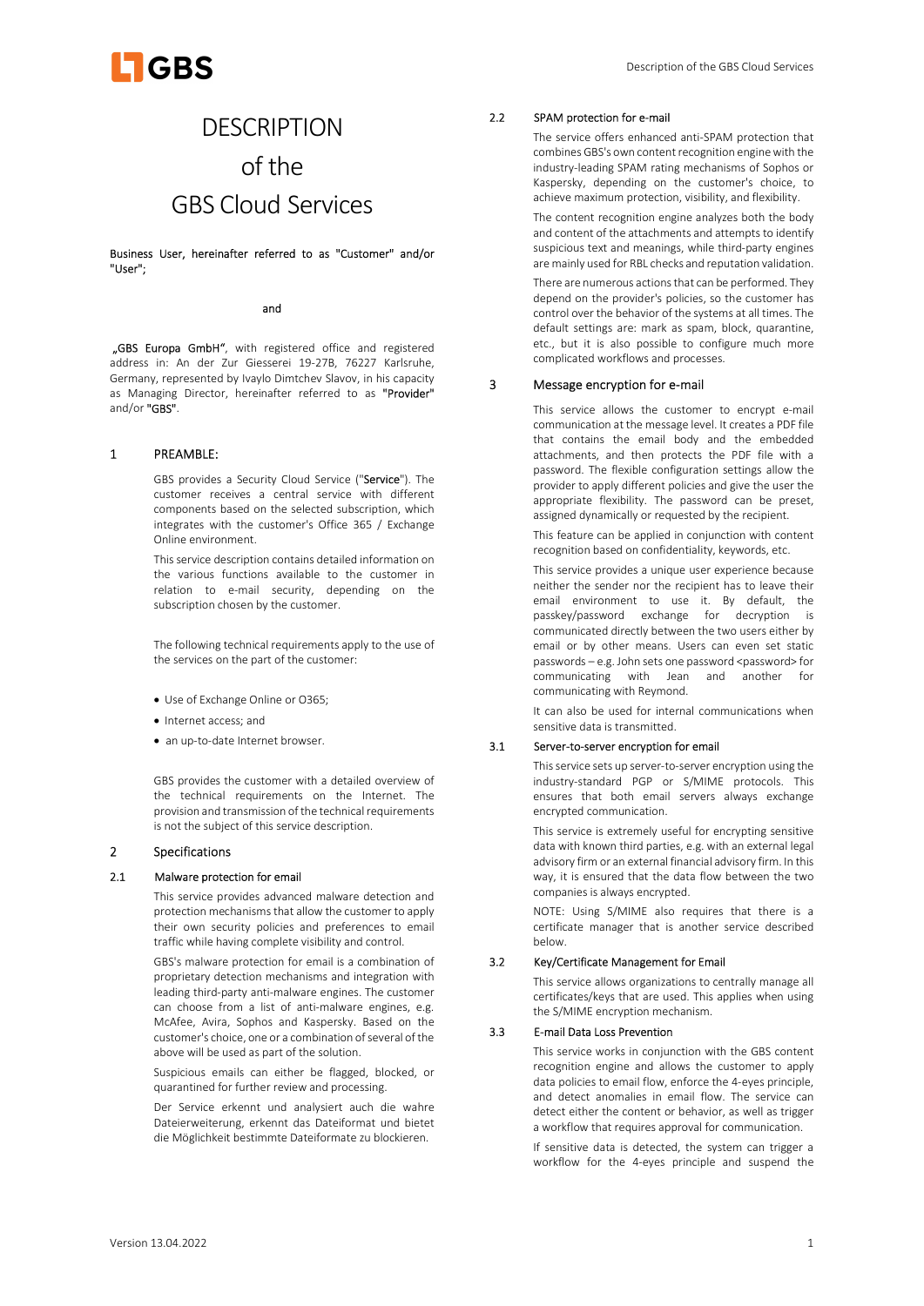# DESCRIPTION
# of the
# GBS Cloud Services

Business User, hereinafter referred to as "Customer" and/or "User";

and

„GBS Europa GmbH", with registered office and registered address in: An der Zur Giesserei 19-27B, 76227 Karlsruhe, Germany, represented by Ivaylo Dimtchev Slavov, in his capacity as Managing Director, hereinafter referred to as "Provider" and/or "GBS".

## 1 PREAMBLE:

GBS provides a Security Cloud Service ("Service"). The customer receives a central service with different components based on the selected subscription, which integrates with the customer's Office 365 / Exchange Online environment.

This service description contains detailed information on the various functions available to the customer in relation to e-mail security, depending on the subscription chosen by the customer.

The following technical requirements apply to the use of the services on the part of the customer:

- Use of Exchange Online or O365;
- Internet access; and
- an up-to-date Internet browser.

GBS provides the customer with a detailed overview of the technical requirements on the Internet. The provision and transmission of the technical requirements is not the subject of this service description.

## 2 Specifications

### 2.1 Malware protection for email

This service provides advanced malware detection and protection mechanisms that allow the customer to apply their own security policies and preferences to email traffic while having complete visibility and control.

GBS's malware protection for email is a combination of proprietary detection mechanisms and integration with leading third-party anti-malware engines. The customer can choose from a list of anti-malware engines, e.g. McAfee, Avira, Sophos and Kaspersky. Based on the customer's choice, one or a combination of several of the above will be used as part of the solution.

Suspicious emails can either be flagged, blocked, or quarantined for further review and processing.

Der Service erkennt und analysiert auch die wahre Dateierweiterung, erkennt das Dateiformat und bietet die Möglichkeit bestimmte Dateiformate zu blockieren.

### 2.2 SPAM protection for e-mail

The service offers enhanced anti-SPAM protection that combines GBS's own content recognition engine with the industry-leading SPAM rating mechanisms of Sophos or Kaspersky, depending on the customer's choice, to achieve maximum protection, visibility, and flexibility.

The content recognition engine analyzes both the body and content of the attachments and attempts to identify suspicious text and meanings, while third-party engines are mainly used for RBL checks and reputation validation.

There are numerous actions that can be performed. They depend on the provider's policies, so the customer has control over the behavior of the systems at all times. The default settings are: mark as spam, block, quarantine, etc., but it is also possible to configure much more complicated workflows and processes.

## 3 Message encryption for e-mail

This service allows the customer to encrypt e-mail communication at the message level. It creates a PDF file that contains the email body and the embedded attachments, and then protects the PDF file with a password. The flexible configuration settings allow the provider to apply different policies and give the user the appropriate flexibility. The password can be preset, assigned dynamically or requested by the recipient.

This feature can be applied in conjunction with content recognition based on confidentiality, keywords, etc.

This service provides a unique user experience because neither the sender nor the recipient has to leave their email environment to use it. By default, the passkey/password exchange for decryption is communicated directly between the two users either by email or by other means. Users can even set static passwords – e.g. John sets one password <password> for communicating with Jean and another for communicating with Reymond.

It can also be used for internal communications when sensitive data is transmitted.

### 3.1 Server-to-server encryption for email

This service sets up server-to-server encryption using the industry-standard PGP or S/MIME protocols. This ensures that both email servers always exchange encrypted communication.

This service is extremely useful for encrypting sensitive data with known third parties, e.g. with an external legal advisory firm or an external financial advisory firm. In this way, it is ensured that the data flow between the two companies is always encrypted.

NOTE: Using S/MIME also requires that there is a certificate manager that is another service described below.

### 3.2 Key/Certificate Management for Email

This service allows organizations to centrally manage all certificates/keys that are used. This applies when using the S/MIME encryption mechanism.

### 3.3 E-mail Data Loss Prevention

This service works in conjunction with the GBS content recognition engine and allows the customer to apply data policies to email flow, enforce the 4-eyes principle, and detect anomalies in email flow. The service can detect either the content or behavior, as well as trigger a workflow that requires approval for communication.

If sensitive data is detected, the system can trigger a workflow for the 4-eyes principle and suspend the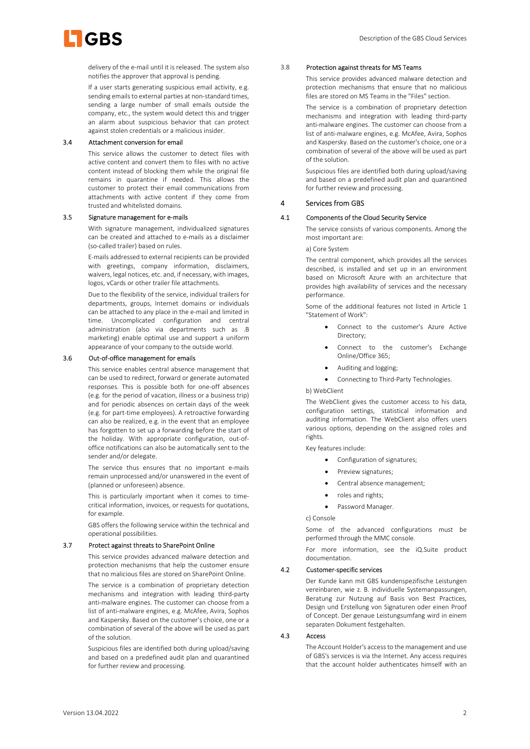delivery of the e-mail until it is released. The system also notifies the approver that approval is pending.

If a user starts generating suspicious email activity, e.g. sending emails to external parties at non-standard times, sending a large number of small emails outside the company, etc., the system would detect this and trigger an alarm about suspicious behavior that can protect against stolen credentials or a malicious insider.

### 3.4 Attachment conversion for email

This service allows the customer to detect files with active content and convert them to files with no active content instead of blocking them while the original file remains in quarantine if needed. This allows the customer to protect their email communications from attachments with active content if they come from trusted and whitelisted domains.

### 3.5 Signature management for e-mails

With signature management, individualized signatures can be created and attached to e-mails as a disclaimer (so-called trailer) based on rules.

E-mails addressed to external recipients can be provided with greetings, company information, disclaimers, waivers, legal notices, etc. and, if necessary, with images, logos, vCards or other trailer file attachments.

Due to the flexibility of the service, individual trailers for departments, groups, Internet domains or individuals can be attached to any place in the e-mail and limited in time. Uncomplicated configuration and central administration (also via departments such as .B marketing) enable optimal use and support a uniform appearance of your company to the outside world.

### 3.6 Out-of-office management for emails

This service enables central absence management that can be used to redirect, forward or generate automated responses. This is possible both for one-off absences (e.g. for the period of vacation, illness or a business trip) and for periodic absences on certain days of the week (e.g. for part-time employees). A retroactive forwarding can also be realized, e.g. in the event that an employee has forgotten to set up a forwarding before the start of the holiday. With appropriate configuration, out-of-office notifications can also be automatically sent to the sender and/or delegate.

The service thus ensures that no important e-mails remain unprocessed and/or unanswered in the event of (planned or unforeseen) absence.

This is particularly important when it comes to time-critical information, invoices, or requests for quotations, for example.

GBS offers the following service within the technical and operational possibilities.

### 3.7 Protect against threats to SharePoint Online

This service provides advanced malware detection and protection mechanisms that help the customer ensure that no malicious files are stored on SharePoint Online.

The service is a combination of proprietary detection mechanisms and integration with leading third-party anti-malware engines. The customer can choose from a list of anti-malware engines, e.g. McAfee, Avira, Sophos and Kaspersky. Based on the customer's choice, one or a combination of several of the above will be used as part of the solution.

Suspicious files are identified both during upload/saving and based on a predefined audit plan and quarantined for further review and processing.

### 3.8 Protection against threats for MS Teams

This service provides advanced malware detection and protection mechanisms that ensure that no malicious files are stored on MS Teams in the "Files" section.

The service is a combination of proprietary detection mechanisms and integration with leading third-party anti-malware engines. The customer can choose from a list of anti-malware engines, e.g. McAfee, Avira, Sophos and Kaspersky. Based on the customer's choice, one or a combination of several of the above will be used as part of the solution.

Suspicious files are identified both during upload/saving and based on a predefined audit plan and quarantined for further review and processing.

## 4 Services from GBS

### 4.1 Components of the Cloud Security Service

The service consists of various components. Among the most important are:

a) Core System

The central component, which provides all the services described, is installed and set up in an environment based on Microsoft Azure with an architecture that provides high availability of services and the necessary performance.

Some of the additional features not listed in Article 1 "Statement of Work":

- Connect to the customer's Azure Active Directory;
- Connect to the customer's Exchange Online/Office 365;
- Auditing and logging;
- Connecting to Third-Party Technologies.

b) WebClient

The WebClient gives the customer access to his data, configuration settings, statistical information and auditing information. The WebClient also offers users various options, depending on the assigned roles and rights.

Key features include:

- Configuration of signatures;
- Preview signatures;
- Central absence management;
- roles and rights;
- Password Manager.

c) Console

Some of the advanced configurations must be performed through the MMC console.

For more information, see the iQ.Suite product documentation.

### 4.2 Customer-specific services

Der Kunde kann mit GBS kundenspezifische Leistungen vereinbaren, wie z. B. individuelle Systemanpassungen, Beratung zur Nutzung auf Basis von Best Practices, Design und Erstellung von Signaturen oder einen Proof of Concept. Der genaue Leistungsumfang wird in einem separaten Dokument festgehalten.

### 4.3 Access

The Account Holder's access to the management and use of GBS's services is via the Internet. Any access requires that the account holder authenticates himself with an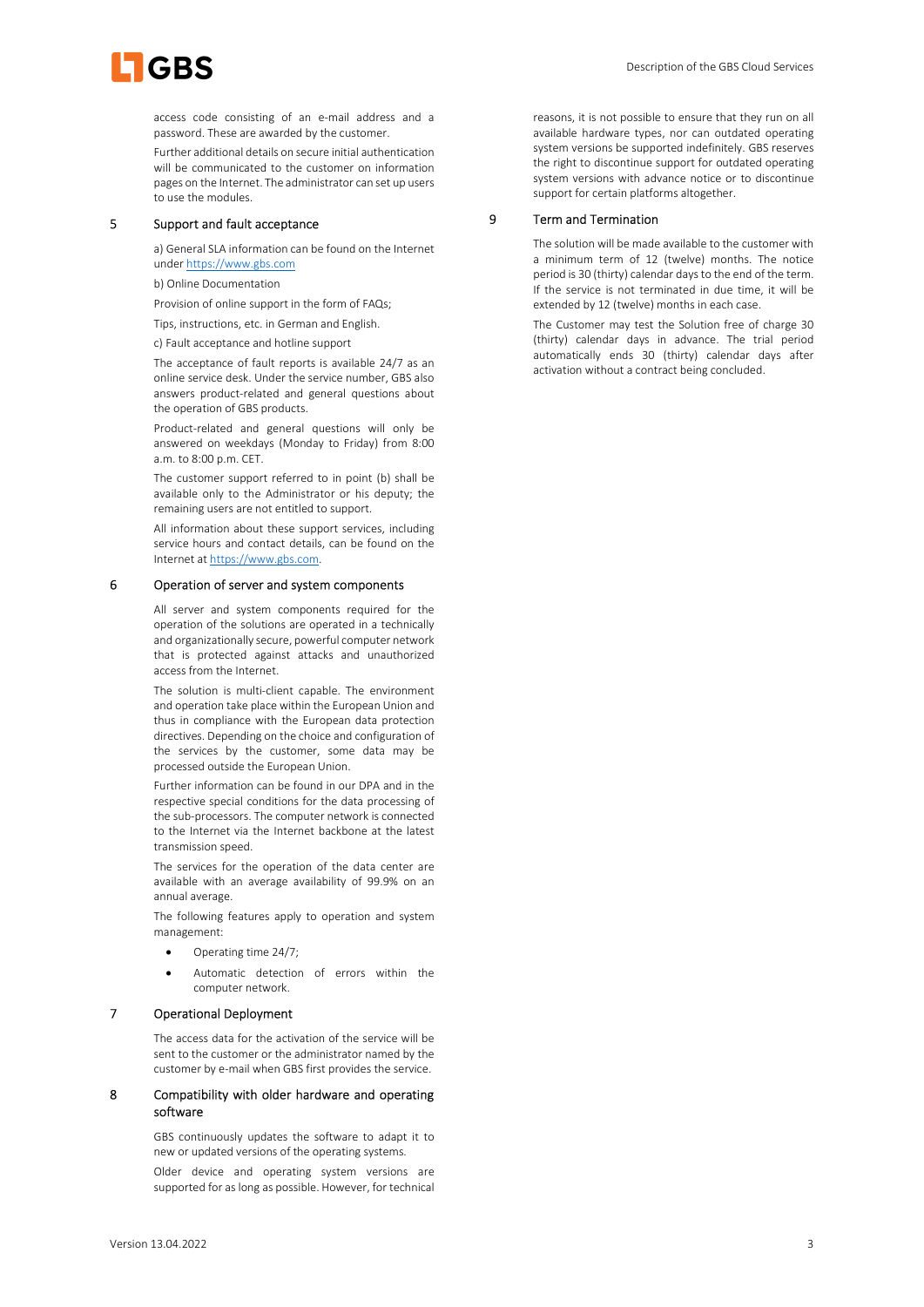access code consisting of an e-mail address and a password. These are awarded by the customer.

Further additional details on secure initial authentication will be communicated to the customer on information pages on the Internet. The administrator can set up users to use the modules.

## 5 Support and fault acceptance

a) General SLA information can be found on the Internet under https://www.gbs.com

b) Online Documentation

Provision of online support in the form of FAQs;

Tips, instructions, etc. in German and English.

c) Fault acceptance and hotline support

The acceptance of fault reports is available 24/7 as an online service desk. Under the service number, GBS also answers product-related and general questions about the operation of GBS products.

Product-related and general questions will only be answered on weekdays (Monday to Friday) from 8:00 a.m. to 8:00 p.m. CET.

The customer support referred to in point (b) shall be available only to the Administrator or his deputy; the remaining users are not entitled to support.

All information about these support services, including service hours and contact details, can be found on the Internet at https://www.gbs.com.

## 6 Operation of server and system components

All server and system components required for the operation of the solutions are operated in a technically and organizationally secure, powerful computer network that is protected against attacks and unauthorized access from the Internet.

The solution is multi-client capable. The environment and operation take place within the European Union and thus in compliance with the European data protection directives. Depending on the choice and configuration of the services by the customer, some data may be processed outside the European Union.

Further information can be found in our DPA and in the respective special conditions for the data processing of the sub-processors. The computer network is connected to the Internet via the Internet backbone at the latest transmission speed.

The services for the operation of the data center are available with an average availability of 99.9% on an annual average.

The following features apply to operation and system management:

- Operating time 24/7;
- Automatic detection of errors within the computer network.

## 7 Operational Deployment

The access data for the activation of the service will be sent to the customer or the administrator named by the customer by e-mail when GBS first provides the service.

## 8 Compatibility with older hardware and operating software

GBS continuously updates the software to adapt it to new or updated versions of the operating systems.

Older device and operating system versions are supported for as long as possible. However, for technical reasons, it is not possible to ensure that they run on all available hardware types, nor can outdated operating system versions be supported indefinitely. GBS reserves the right to discontinue support for outdated operating system versions with advance notice or to discontinue support for certain platforms altogether.

## 9 Term and Termination

The solution will be made available to the customer with a minimum term of 12 (twelve) months. The notice period is 30 (thirty) calendar days to the end of the term. If the service is not terminated in due time, it will be extended by 12 (twelve) months in each case.

The Customer may test the Solution free of charge 30 (thirty) calendar days in advance. The trial period automatically ends 30 (thirty) calendar days after activation without a contract being concluded.